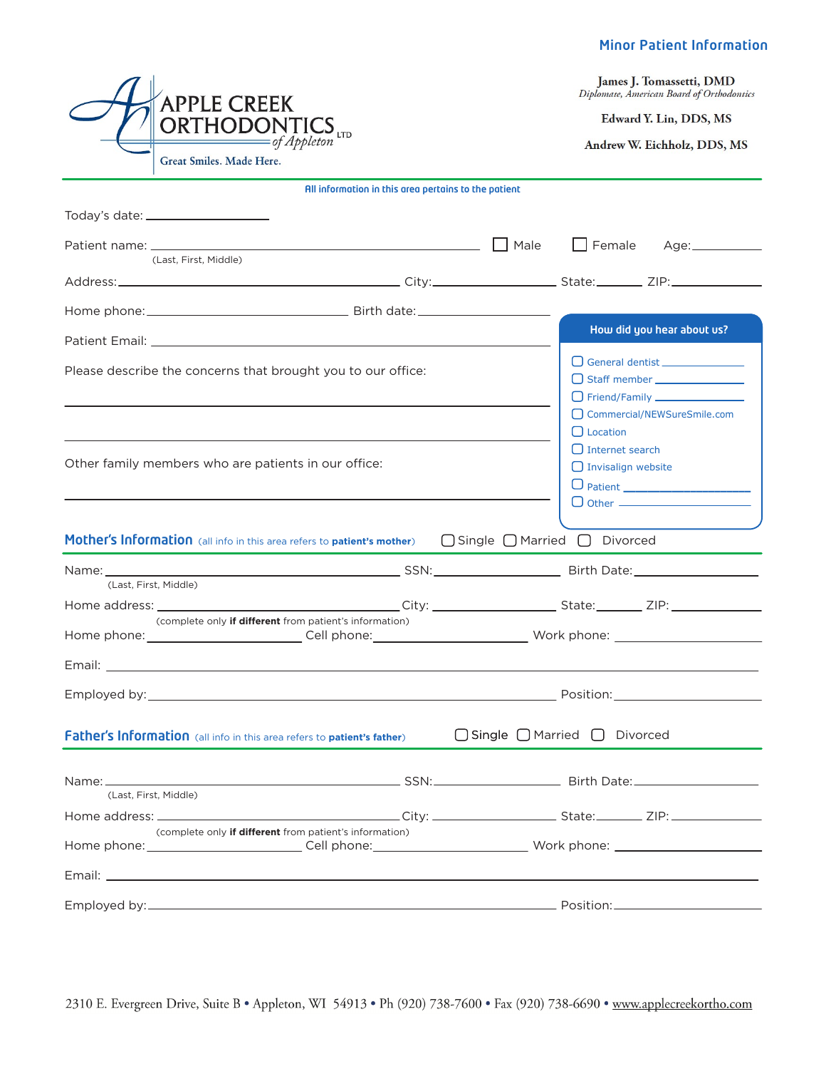## Minor Patient Information

**APPLE CREEK ORTHODONTICS** *of Appleton* LTD

Great Smiles. Made Here.

**James J. Tomassetti, DMD**
*Diplomate, American Board of Orthodontics*

**Edward Y. Lin, DDS, MS**

**Andrew W. Eichholz, DDS, MS**

---

All information in this area pertains to the patient

Today's date: ____________________

Patient name: ______________________________________________ ☐ Male ☐ Female Age: __________
(Last, First, Middle)

Address: ____________________________________ City: __________________ State: _______ ZIP: __________

Home phone: ____________________________ Birth date: ____________________

Patient Email: ______________________________________________

Please describe the concerns that brought you to our office:

______________________________________________

______________________________________________

Other family members who are patients in our office:

______________________________________________

**How did you hear about us?**

- ☐ General dentist __________
- ☐ Staff member __________
- ☐ Friend/Family __________
- ☐ Commercial/NEWSureSmile.com
- ☐ Location
- ☐ Internet search
- ☐ Invisalign website
- ☐ Patient __________
- ☐ Other __________

### Mother's Information (all info in this area refers to **patient's mother**) ☐ Single ☐ Married ☐ Divorced

Name: ____________________________________ SSN: __________________ Birth Date: __________________
(Last, First, Middle)

Home address: ______________________________ City: __________________ State: _______ ZIP: __________
(complete only **if different** from patient's information)

Home phone: ____________________ Cell phone: ____________________ Work phone: ____________________

Email: ______________________________________________

Employed by: ______________________________________________ Position: ____________________

### Father's Information (all info in this area refers to **patient's father**) ☐ Single ☐ Married ☐ Divorced

Name: ____________________________________ SSN: __________________ Birth Date: __________________
(Last, First, Middle)

Home address: ______________________________ City: __________________ State: _______ ZIP: __________
(complete only **if different** from patient's information)

Home phone: ____________________ Cell phone: ____________________ Work phone: ____________________

Email: ______________________________________________

Employed by: ______________________________________________ Position: ____________________

2310 E. Evergreen Drive, Suite B • Appleton, WI 54913 • Ph (920) 738-7600 • Fax (920) 738-6690 • www.applecreekortho.com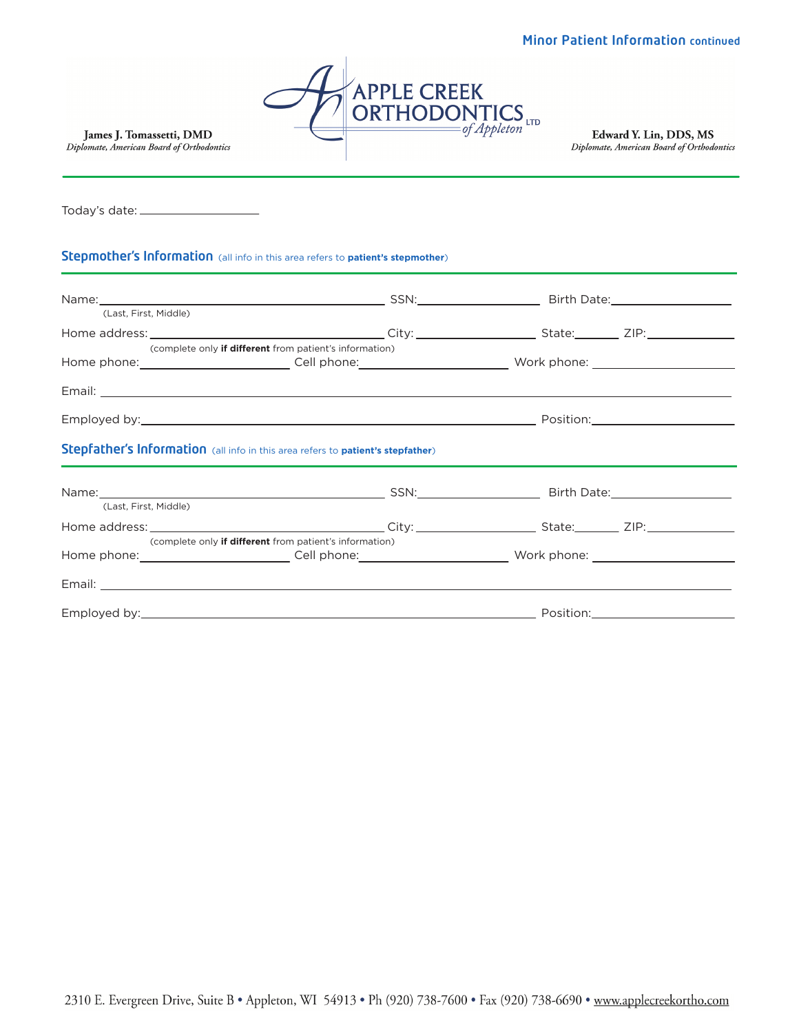Minor Patient Information continued

**APPLE CREEK ORTHODONTICS** *of Appleton* LTD

**James J. Tomassetti, DMD**
*Diplomate, American Board of Orthodontics*

**Edward Y. Lin, DDS, MS**
*Diplomate, American Board of Orthodontics*

Today's date: ____________________

## Stepmother's Information (all info in this area refers to **patient's stepmother**)

Name: ______________________________ SSN: ______________ Birth Date: ______________
(Last, First, Middle)

Home address: ______________________________ City: ______________ State: ______ ZIP: __________
(complete only **if different** from patient's information)

Home phone: __________________ Cell phone: __________________ Work phone: __________________

Email: ____________________________________________________________

Employed by: ______________________________________________ Position: __________________

## Stepfather's Information (all info in this area refers to **patient's stepfather**)

Name: ______________________________ SSN: ______________ Birth Date: ______________
(Last, First, Middle)

Home address: ______________________________ City: ______________ State: ______ ZIP: __________
(complete only **if different** from patient's information)

Home phone: __________________ Cell phone: __________________ Work phone: __________________

Email: ____________________________________________________________

Employed by: ______________________________________________ Position: __________________

2310 E. Evergreen Drive, Suite B • Appleton, WI 54913 • Ph (920) 738-7600 • Fax (920) 738-6690 • www.applecreekortho.com